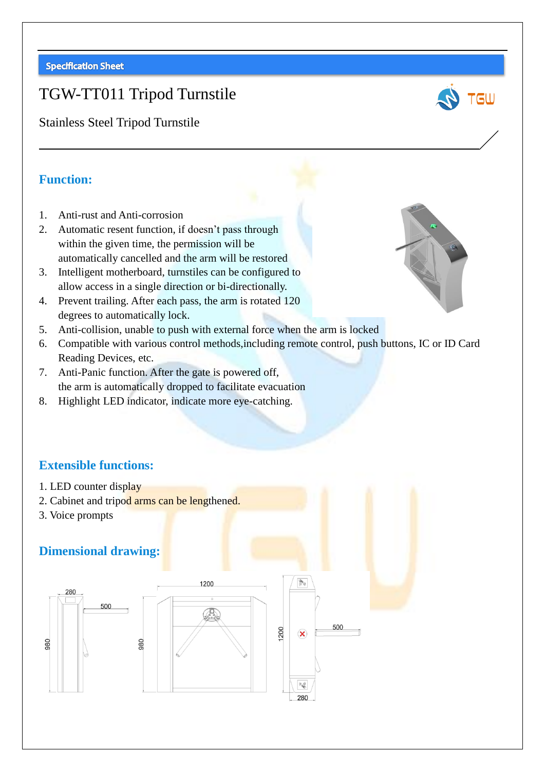Specification Sheet

# TGW-TT011 Tripod Turnstile

Stainless Steel Tripod Turnstile

## Function:

1. Anti-rust and Anti-corrosion
2. Automatic resent function, if doesn't pass through within the given time, the permission will be automatically cancelled and the arm will be restored
3. Intelligent motherboard, turnstiles can be configured to allow access in a single direction or bi-directionally.
4. Prevent trailing. After each pass, the arm is rotated 120 degrees to automatically lock.
5. Anti-collision, unable to push with external force when the arm is locked
6. Compatible with various control methods,including remote control, push buttons, IC or ID Card Reading Devices, etc.
7. Anti-Panic function. After the gate is powered off, the arm is automatically dropped to facilitate evacuation
8. Highlight LED indicator, indicate more eye-catching.

## Extensible functions:

1. LED counter display
2. Cabinet and tripod arms can be lengthened.
3. Voice prompts

## Dimensional drawing: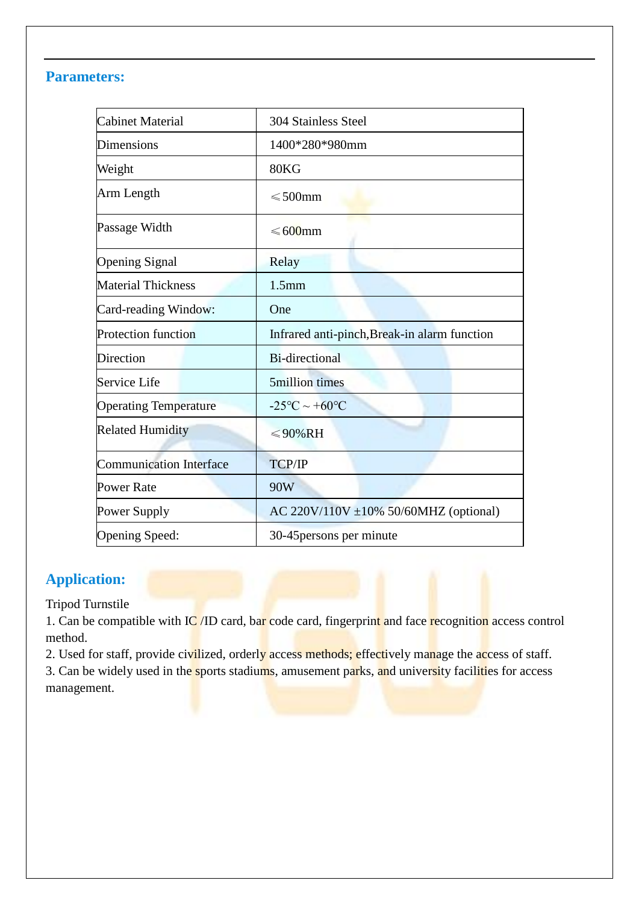## Parameters:

| | |
|---|---|
| Cabinet Material | 304 Stainless Steel |
| Dimensions | 1400*280*980mm |
| Weight | 80KG |
| Arm Length | ⩽500mm |
| Passage Width | ⩽600mm |
| Opening Signal | Relay |
| Material Thickness | 1.5mm |
| Card-reading Window: | One |
| Protection function | Infrared anti-pinch,Break-in alarm function |
| Direction | Bi-directional |
| Service Life | 5million times |
| Operating Temperature | -25℃ ~ +60℃ |
| Related Humidity | ⩽90%RH |
| Communication Interface | TCP/IP |
| Power Rate | 90W |
| Power Supply | AC 220V/110V ±10% 50/60MHZ (optional) |
| Opening Speed: | 30-45persons per minute |

## Application:

Tripod Turnstile

1. Can be compatible with IC /ID card, bar code card, fingerprint and face recognition access control method.
2. Used for staff, provide civilized, orderly access methods; effectively manage the access of staff.
3. Can be widely used in the sports stadiums, amusement parks, and university facilities for access management.